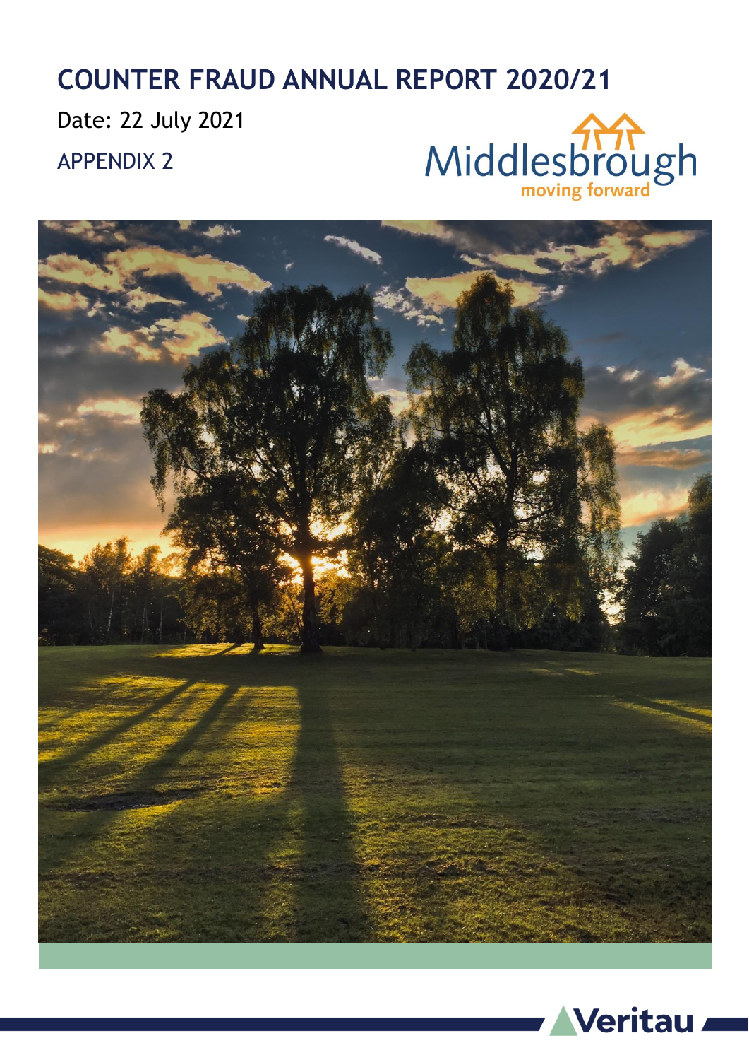# COUNTER FRAUD ANNUAL REPORT 2020/21

Date: 22 July 2021

APPENDIX 2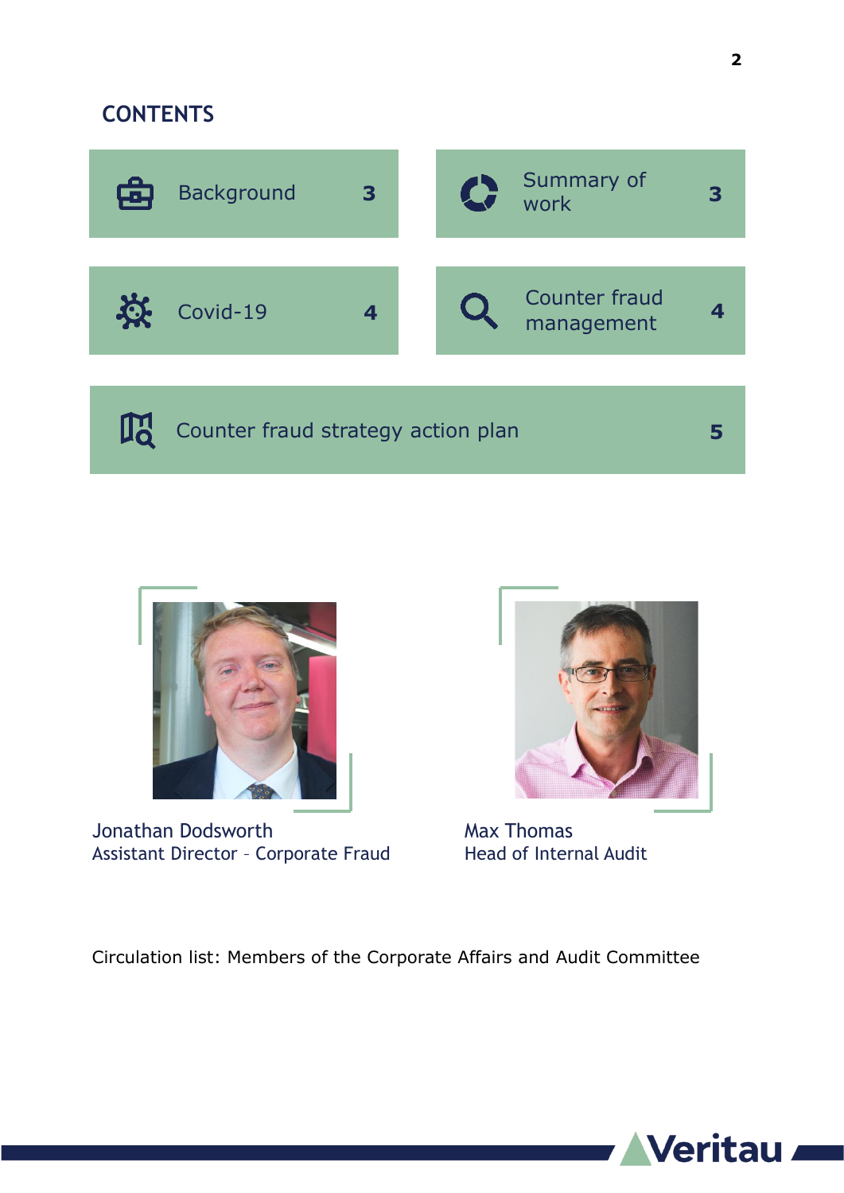## CONTENTS

| Section | Page |
|---|---|
| Background | 3 |
| Summary of work | 3 |
| Covid-19 | 4 |
| Counter fraud management | 4 |
| Counter fraud strategy action plan | 5 |

Jonathan Dodsworth
Assistant Director – Corporate Fraud

Max Thomas
Head of Internal Audit

Circulation list: Members of the Corporate Affairs and Audit Committee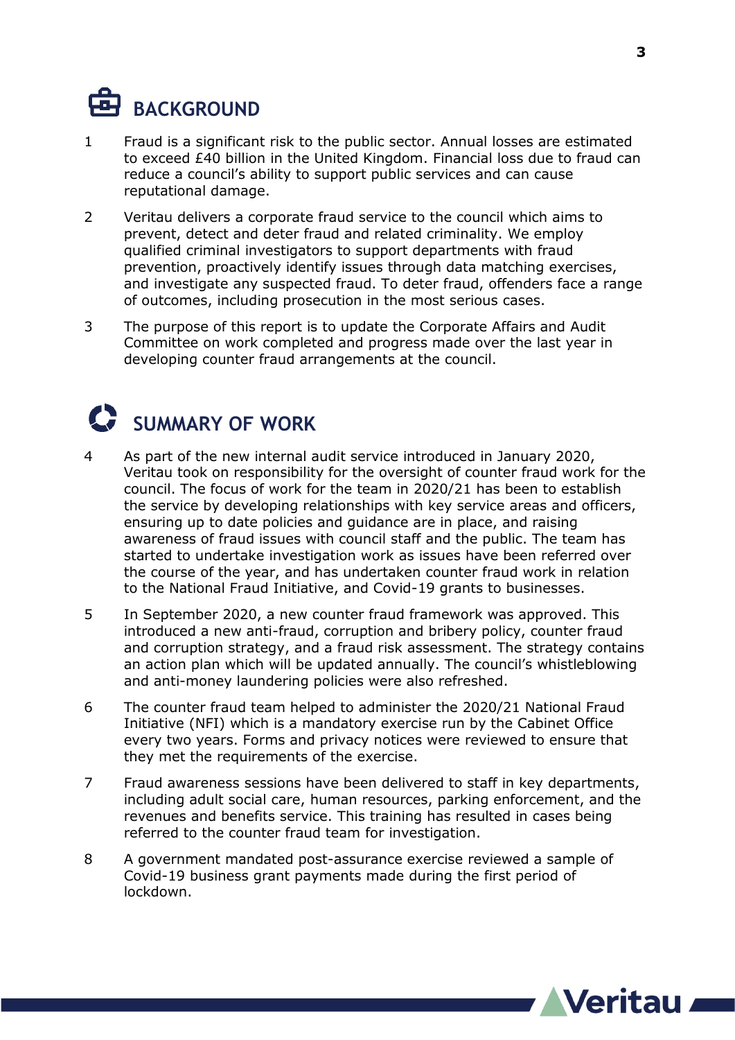## BACKGROUND

1 Fraud is a significant risk to the public sector. Annual losses are estimated to exceed £40 billion in the United Kingdom. Financial loss due to fraud can reduce a council's ability to support public services and can cause reputational damage.

2 Veritau delivers a corporate fraud service to the council which aims to prevent, detect and deter fraud and related criminality. We employ qualified criminal investigators to support departments with fraud prevention, proactively identify issues through data matching exercises, and investigate any suspected fraud. To deter fraud, offenders face a range of outcomes, including prosecution in the most serious cases.

3 The purpose of this report is to update the Corporate Affairs and Audit Committee on work completed and progress made over the last year in developing counter fraud arrangements at the council.

## SUMMARY OF WORK

4 As part of the new internal audit service introduced in January 2020, Veritau took on responsibility for the oversight of counter fraud work for the council. The focus of work for the team in 2020/21 has been to establish the service by developing relationships with key service areas and officers, ensuring up to date policies and guidance are in place, and raising awareness of fraud issues with council staff and the public. The team has started to undertake investigation work as issues have been referred over the course of the year, and has undertaken counter fraud work in relation to the National Fraud Initiative, and Covid-19 grants to businesses.

5 In September 2020, a new counter fraud framework was approved. This introduced a new anti-fraud, corruption and bribery policy, counter fraud and corruption strategy, and a fraud risk assessment. The strategy contains an action plan which will be updated annually. The council's whistleblowing and anti-money laundering policies were also refreshed.

6 The counter fraud team helped to administer the 2020/21 National Fraud Initiative (NFI) which is a mandatory exercise run by the Cabinet Office every two years. Forms and privacy notices were reviewed to ensure that they met the requirements of the exercise.

7 Fraud awareness sessions have been delivered to staff in key departments, including adult social care, human resources, parking enforcement, and the revenues and benefits service. This training has resulted in cases being referred to the counter fraud team for investigation.

8 A government mandated post-assurance exercise reviewed a sample of Covid-19 business grant payments made during the first period of lockdown.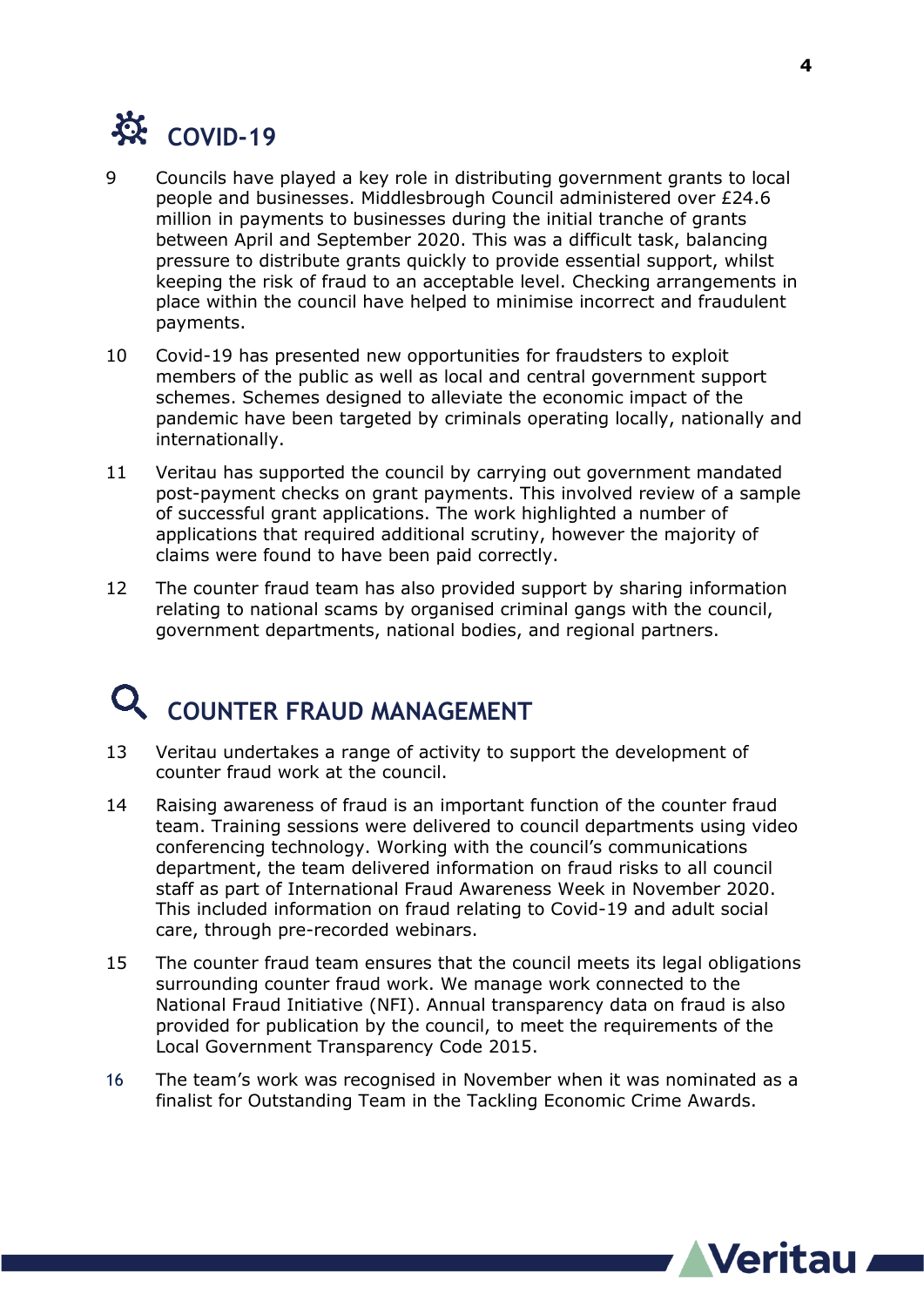## COVID-19

9 Councils have played a key role in distributing government grants to local people and businesses. Middlesbrough Council administered over £24.6 million in payments to businesses during the initial tranche of grants between April and September 2020. This was a difficult task, balancing pressure to distribute grants quickly to provide essential support, whilst keeping the risk of fraud to an acceptable level. Checking arrangements in place within the council have helped to minimise incorrect and fraudulent payments.

10 Covid-19 has presented new opportunities for fraudsters to exploit members of the public as well as local and central government support schemes. Schemes designed to alleviate the economic impact of the pandemic have been targeted by criminals operating locally, nationally and internationally.

11 Veritau has supported the council by carrying out government mandated post-payment checks on grant payments. This involved review of a sample of successful grant applications. The work highlighted a number of applications that required additional scrutiny, however the majority of claims were found to have been paid correctly.

12 The counter fraud team has also provided support by sharing information relating to national scams by organised criminal gangs with the council, government departments, national bodies, and regional partners.

## COUNTER FRAUD MANAGEMENT

13 Veritau undertakes a range of activity to support the development of counter fraud work at the council.

14 Raising awareness of fraud is an important function of the counter fraud team. Training sessions were delivered to council departments using video conferencing technology. Working with the council's communications department, the team delivered information on fraud risks to all council staff as part of International Fraud Awareness Week in November 2020. This included information on fraud relating to Covid-19 and adult social care, through pre-recorded webinars.

15 The counter fraud team ensures that the council meets its legal obligations surrounding counter fraud work. We manage work connected to the National Fraud Initiative (NFI). Annual transparency data on fraud is also provided for publication by the council, to meet the requirements of the Local Government Transparency Code 2015.

16 The team's work was recognised in November when it was nominated as a finalist for Outstanding Team in the Tackling Economic Crime Awards.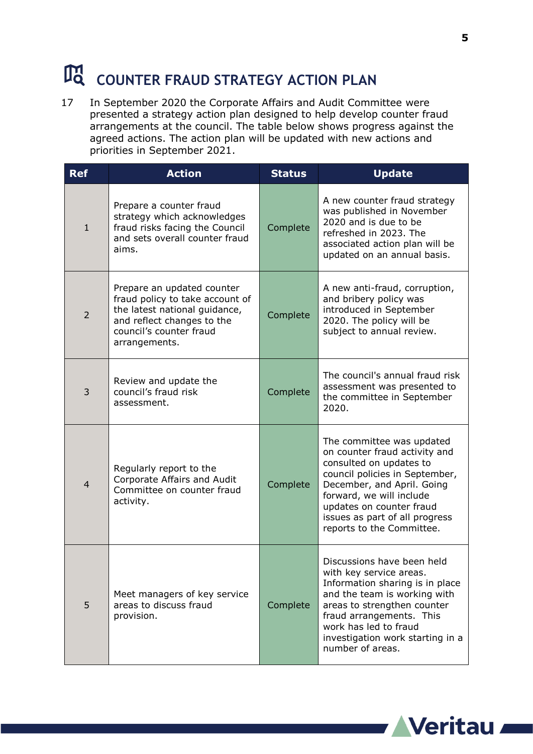# COUNTER FRAUD STRATEGY ACTION PLAN

17 In September 2020 the Corporate Affairs and Audit Committee were presented a strategy action plan designed to help develop counter fraud arrangements at the council. The table below shows progress against the agreed actions. The action plan will be updated with new actions and priorities in September 2021.

| Ref | Action | Status | Update |
|---|---|---|---|
| 1 | Prepare a counter fraud strategy which acknowledges fraud risks facing the Council and sets overall counter fraud aims. | Complete | A new counter fraud strategy was published in November 2020 and is due to be refreshed in 2023. The associated action plan will be updated on an annual basis. |
| 2 | Prepare an updated counter fraud policy to take account of the latest national guidance, and reflect changes to the council's counter fraud arrangements. | Complete | A new anti-fraud, corruption, and bribery policy was introduced in September 2020. The policy will be subject to annual review. |
| 3 | Review and update the council's fraud risk assessment. | Complete | The council's annual fraud risk assessment was presented to the committee in September 2020. |
| 4 | Regularly report to the Corporate Affairs and Audit Committee on counter fraud activity. | Complete | The committee was updated on counter fraud activity and consulted on updates to council policies in September, December, and April. Going forward, we will include updates on counter fraud issues as part of all progress reports to the Committee. |
| 5 | Meet managers of key service areas to discuss fraud provision. | Complete | Discussions have been held with key service areas. Information sharing is in place and the team is working with areas to strengthen counter fraud arrangements. This work has led to fraud investigation work starting in a number of areas. |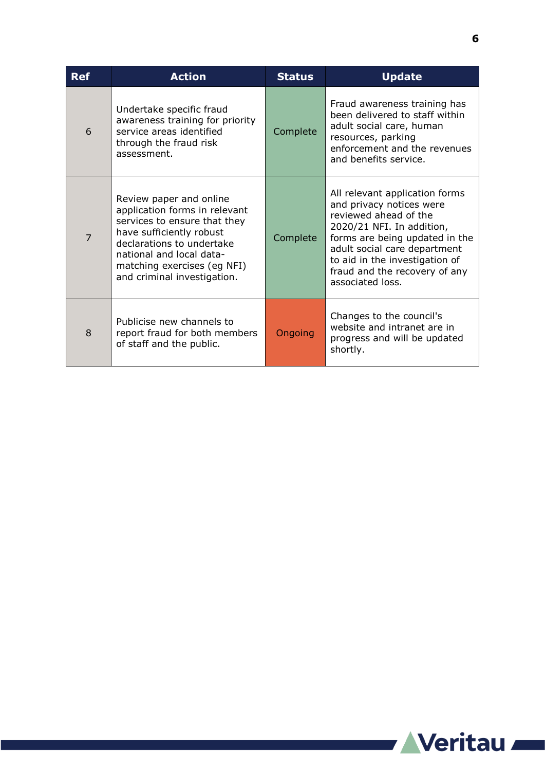| Ref | Action | Status | Update |
|---|---|---|---|
| 6 | Undertake specific fraud awareness training for priority service areas identified through the fraud risk assessment. | Complete | Fraud awareness training has been delivered to staff within adult social care, human resources, parking enforcement and the revenues and benefits service. |
| 7 | Review paper and online application forms in relevant services to ensure that they have sufficiently robust declarations to undertake national and local data-matching exercises (eg NFI) and criminal investigation. | Complete | All relevant application forms and privacy notices were reviewed ahead of the 2020/21 NFI. In addition, forms are being updated in the adult social care department to aid in the investigation of fraud and the recovery of any associated loss. |
| 8 | Publicise new channels to report fraud for both members of staff and the public. | Ongoing | Changes to the council's website and intranet are in progress and will be updated shortly. |